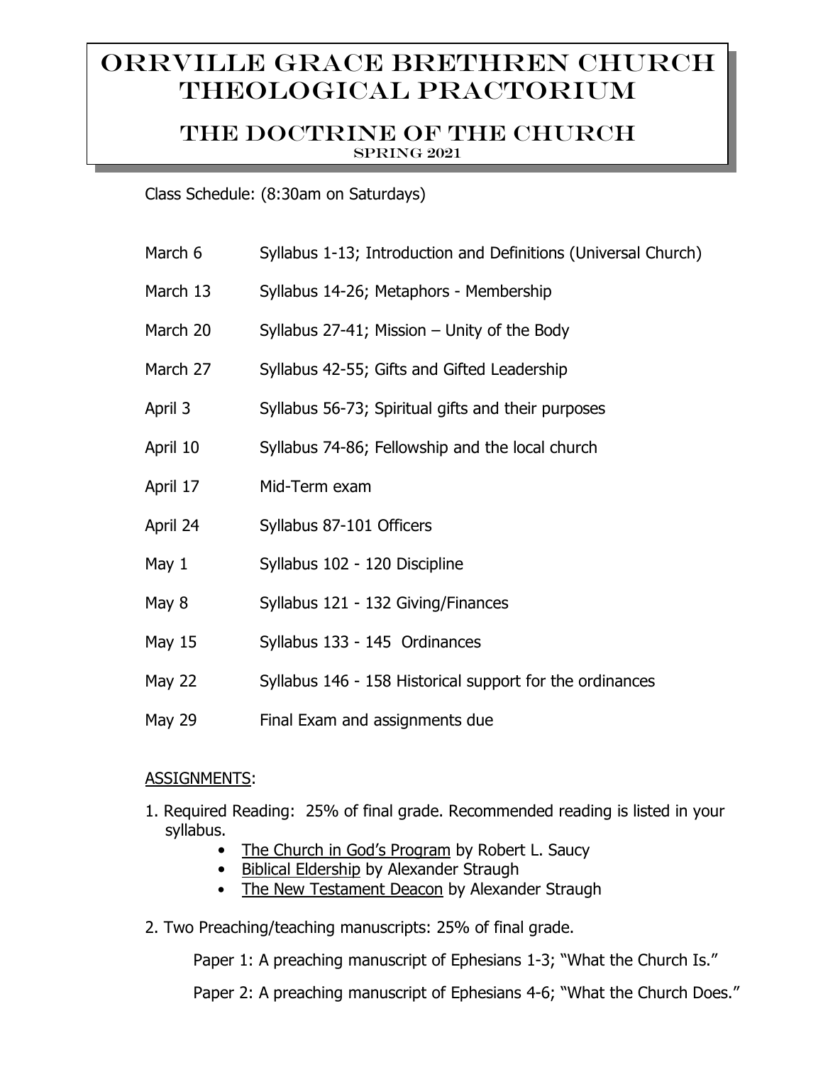# Orrville Grace Brethren Church Theological Practorium

## The Doctrine of the Church

### Spring 2021

Class Schedule: (8:30am on Saturdays)

| | |
|---|---|
| March 6 | Syllabus 1-13; Introduction and Definitions (Universal Church) |
| March 13 | Syllabus 14-26; Metaphors - Membership |
| March 20 | Syllabus 27-41; Mission – Unity of the Body |
| March 27 | Syllabus 42-55; Gifts and Gifted Leadership |
| April 3 | Syllabus 56-73; Spiritual gifts and their purposes |
| April 10 | Syllabus 74-86; Fellowship and the local church |
| April 17 | Mid-Term exam |
| April 24 | Syllabus 87-101 Officers |
| May 1 | Syllabus 102 - 120 Discipline |
| May 8 | Syllabus 121 - 132 Giving/Finances |
| May 15 | Syllabus 133 - 145 Ordinances |
| May 22 | Syllabus 146 - 158 Historical support for the ordinances |
| May 29 | Final Exam and assignments due |

<u>ASSIGNMENTS</u>:

1. Required Reading: 25% of final grade. Recommended reading is listed in your syllabus.
   - <u>The Church in God's Program</u> by Robert L. Saucy
   - <u>Biblical Eldership</u> by Alexander Straugh
   - <u>The New Testament Deacon</u> by Alexander Straugh

2. Two Preaching/teaching manuscripts: 25% of final grade.

   Paper 1: A preaching manuscript of Ephesians 1-3; "What the Church Is."

   Paper 2: A preaching manuscript of Ephesians 4-6; "What the Church Does."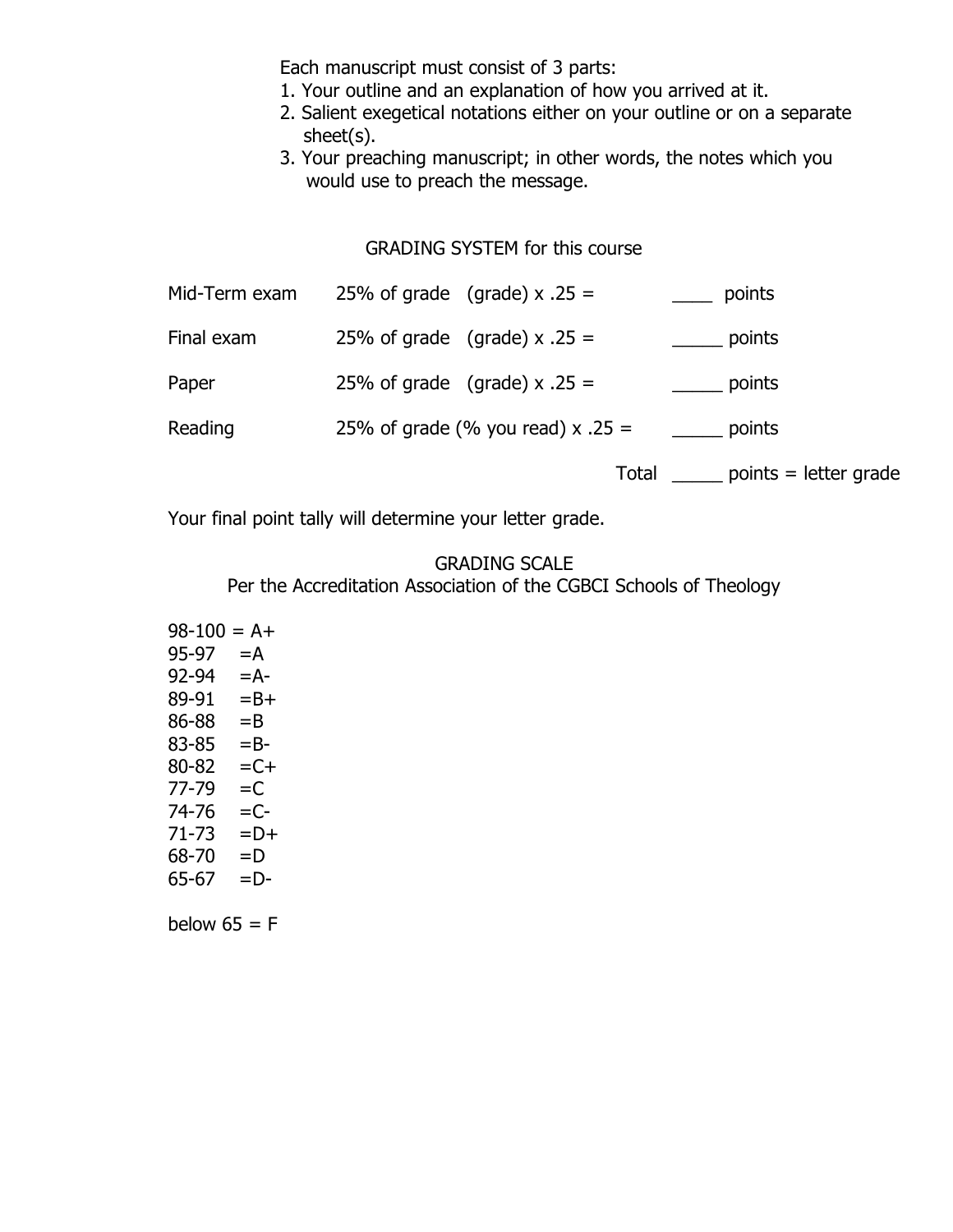Each manuscript must consist of 3 parts:

1. Your outline and an explanation of how you arrived at it.
2. Salient exegetical notations either on your outline or on a separate sheet(s).
3. Your preaching manuscript; in other words, the notes which you would use to preach the message.

## GRADING SYSTEM for this course

| | | | |
|---|---|---|---|
| Mid-Term exam | 25% of grade | (grade) x .25 = | ____ points |
| Final exam | 25% of grade | (grade) x .25 = | _____ points |
| Paper | 25% of grade | (grade) x .25 = | _____ points |
| Reading | 25% of grade | (% you read) x .25 = | _____ points |
| | | Total | _____ points = letter grade |

Your final point tally will determine your letter grade.

## GRADING SCALE

Per the Accreditation Association of the CGBCI Schools of Theology

98-100 = A+
95-97 =A
92-94 =A-
89-91 =B+
86-88 =B
83-85 =B-
80-82 =C+
77-79 =C
74-76 =C-
71-73 =D+
68-70 =D
65-67 =D-

below 65 = F